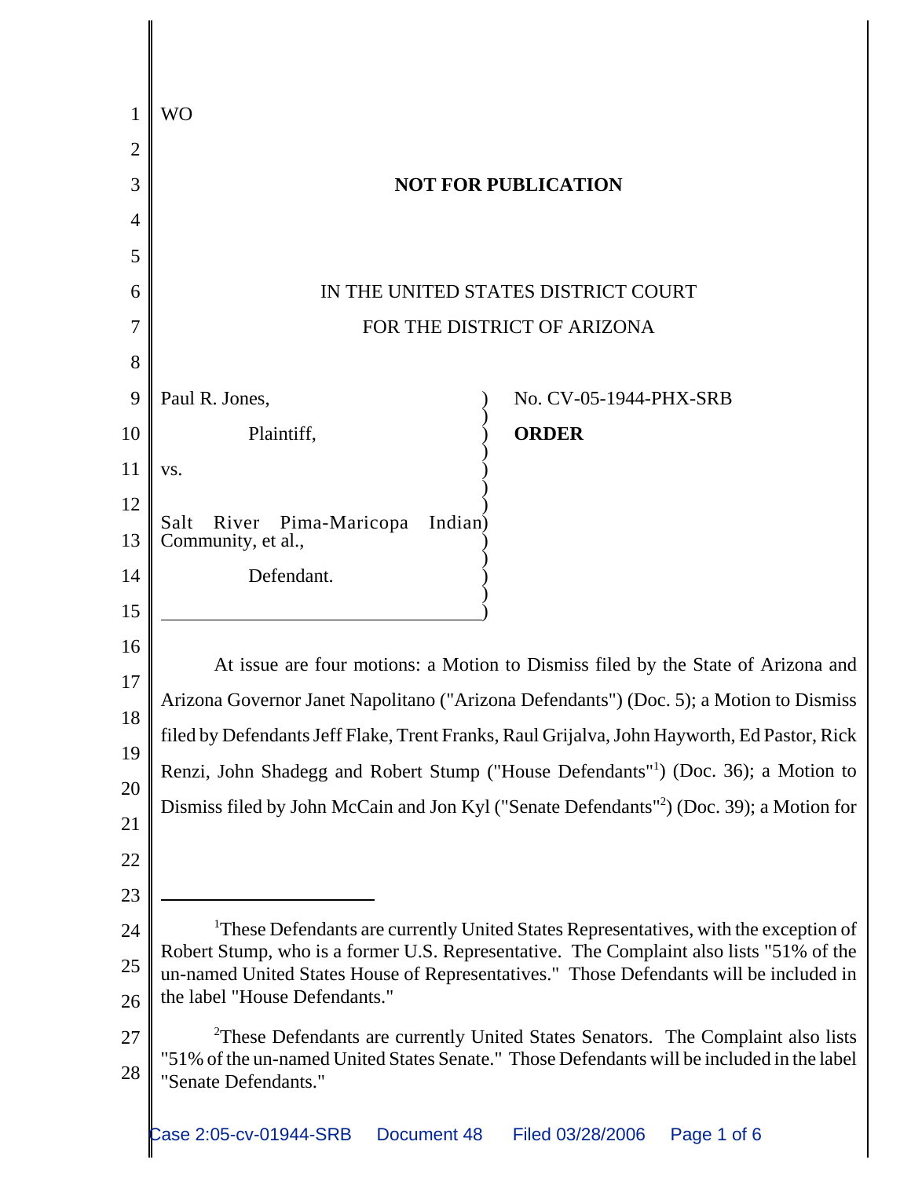WO

**NOT FOR PUBLICATION**

IN THE UNITED STATES DISTRICT COURT
FOR THE DISTRICT OF ARIZONA

Paul R. Jones,

Plaintiff,

vs.

Salt River Pima-Maricopa Indian Community, et al.,

Defendant.

No. CV-05-1944-PHX-SRB

**ORDER**

At issue are four motions: a Motion to Dismiss filed by the State of Arizona and Arizona Governor Janet Napolitano ("Arizona Defendants") (Doc. 5); a Motion to Dismiss filed by Defendants Jeff Flake, Trent Franks, Raul Grijalva, John Hayworth, Ed Pastor, Rick Renzi, John Shadegg and Robert Stump ("House Defendants"[1]) (Doc. 36); a Motion to Dismiss filed by John McCain and Jon Kyl ("Senate Defendants"[2]) (Doc. 39); a Motion for

---

[1]These Defendants are currently United States Representatives, with the exception of Robert Stump, who is a former U.S. Representative. The Complaint also lists "51% of the un-named United States House of Representatives." Those Defendants will be included in the label "House Defendants."

[2]These Defendants are currently United States Senators. The Complaint also lists "51% of the un-named United States Senate." Those Defendants will be included in the label "Senate Defendants."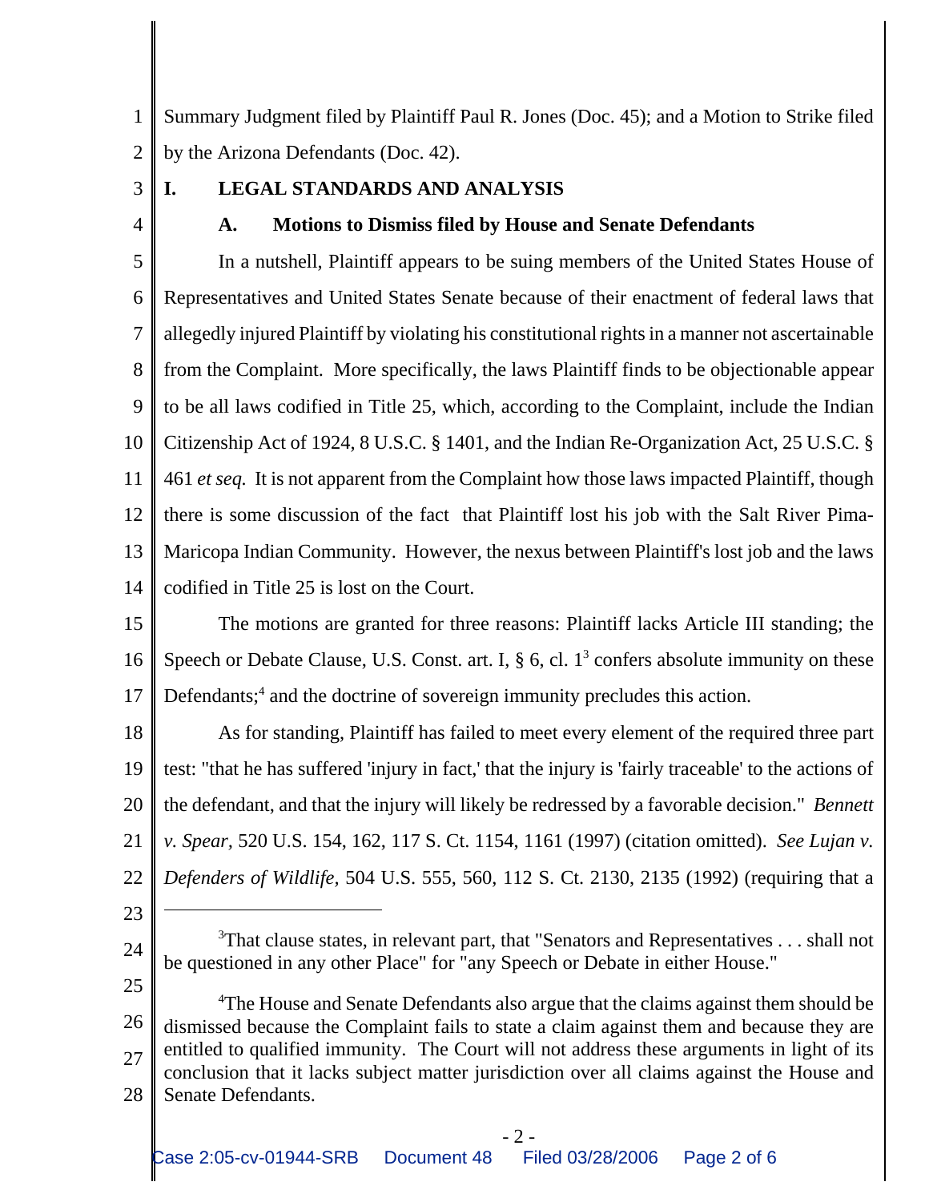Summary Judgment filed by Plaintiff Paul R. Jones (Doc. 45); and a Motion to Strike filed by the Arizona Defendants (Doc. 42).

## I. LEGAL STANDARDS AND ANALYSIS

### A. Motions to Dismiss filed by House and Senate Defendants

In a nutshell, Plaintiff appears to be suing members of the United States House of Representatives and United States Senate because of their enactment of federal laws that allegedly injured Plaintiff by violating his constitutional rights in a manner not ascertainable from the Complaint. More specifically, the laws Plaintiff finds to be objectionable appear to be all laws codified in Title 25, which, according to the Complaint, include the Indian Citizenship Act of 1924, 8 U.S.C. § 1401, and the Indian Re-Organization Act, 25 U.S.C. § 461 *et seq.* It is not apparent from the Complaint how those laws impacted Plaintiff, though there is some discussion of the fact that Plaintiff lost his job with the Salt River Pima-Maricopa Indian Community. However, the nexus between Plaintiff's lost job and the laws codified in Title 25 is lost on the Court.

The motions are granted for three reasons: Plaintiff lacks Article III standing; the Speech or Debate Clause, U.S. Const. art. I, § 6, cl. 1[3] confers absolute immunity on these Defendants;[4] and the doctrine of sovereign immunity precludes this action.

As for standing, Plaintiff has failed to meet every element of the required three part test: "that he has suffered 'injury in fact,' that the injury is 'fairly traceable' to the actions of the defendant, and that the injury will likely be redressed by a favorable decision." *Bennett v. Spear*, 520 U.S. 154, 162, 117 S. Ct. 1154, 1161 (1997) (citation omitted). *See Lujan v. Defenders of Wildlife,* 504 U.S. 555, 560, 112 S. Ct. 2130, 2135 (1992) (requiring that a

---

[3]That clause states, in relevant part, that "Senators and Representatives . . . shall not be questioned in any other Place" for "any Speech or Debate in either House."

[4]The House and Senate Defendants also argue that the claims against them should be dismissed because the Complaint fails to state a claim against them and because they are entitled to qualified immunity. The Court will not address these arguments in light of its conclusion that it lacks subject matter jurisdiction over all claims against the House and Senate Defendants.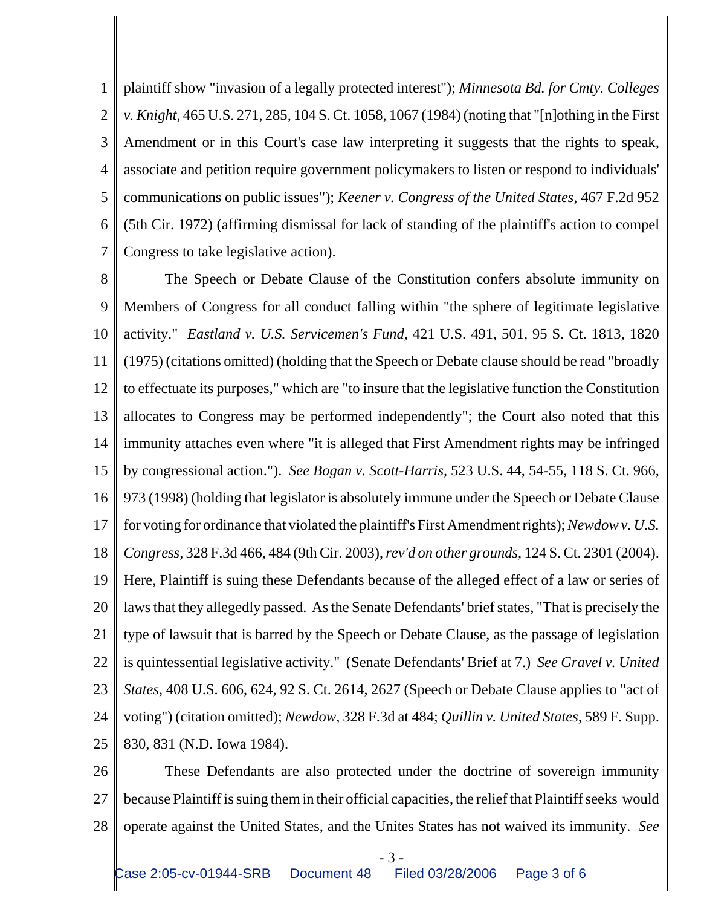plaintiff show "invasion of a legally protected interest"); *Minnesota Bd. for Cmty. Colleges v. Knight*, 465 U.S. 271, 285, 104 S. Ct. 1058, 1067 (1984) (noting that "[n]othing in the First Amendment or in this Court's case law interpreting it suggests that the rights to speak, associate and petition require government policymakers to listen or respond to individuals' communications on public issues"); *Keener v. Congress of the United States*, 467 F.2d 952 (5th Cir. 1972) (affirming dismissal for lack of standing of the plaintiff's action to compel Congress to take legislative action).

The Speech or Debate Clause of the Constitution confers absolute immunity on Members of Congress for all conduct falling within "the sphere of legitimate legislative activity." *Eastland v. U.S. Servicemen's Fund*, 421 U.S. 491, 501, 95 S. Ct. 1813, 1820 (1975) (citations omitted) (holding that the Speech or Debate clause should be read "broadly to effectuate its purposes," which are "to insure that the legislative function the Constitution allocates to Congress may be performed independently"; the Court also noted that this immunity attaches even where "it is alleged that First Amendment rights may be infringed by congressional action."). *See Bogan v. Scott-Harris*, 523 U.S. 44, 54-55, 118 S. Ct. 966, 973 (1998) (holding that legislator is absolutely immune under the Speech or Debate Clause for voting for ordinance that violated the plaintiff's First Amendment rights); *Newdow v. U.S. Congress*, 328 F.3d 466, 484 (9th Cir. 2003), *rev'd on other grounds*, 124 S. Ct. 2301 (2004). Here, Plaintiff is suing these Defendants because of the alleged effect of a law or series of laws that they allegedly passed. As the Senate Defendants' brief states, "That is precisely the type of lawsuit that is barred by the Speech or Debate Clause, as the passage of legislation is quintessential legislative activity." (Senate Defendants' Brief at 7.) *See Gravel v. United States*, 408 U.S. 606, 624, 92 S. Ct. 2614, 2627 (Speech or Debate Clause applies to "act of voting") (citation omitted); *Newdow*, 328 F.3d at 484; *Quillin v. United States*, 589 F. Supp. 830, 831 (N.D. Iowa 1984).

These Defendants are also protected under the doctrine of sovereign immunity because Plaintiff is suing them in their official capacities, the relief that Plaintiff seeks would operate against the United States, and the Unites States has not waived its immunity. *See*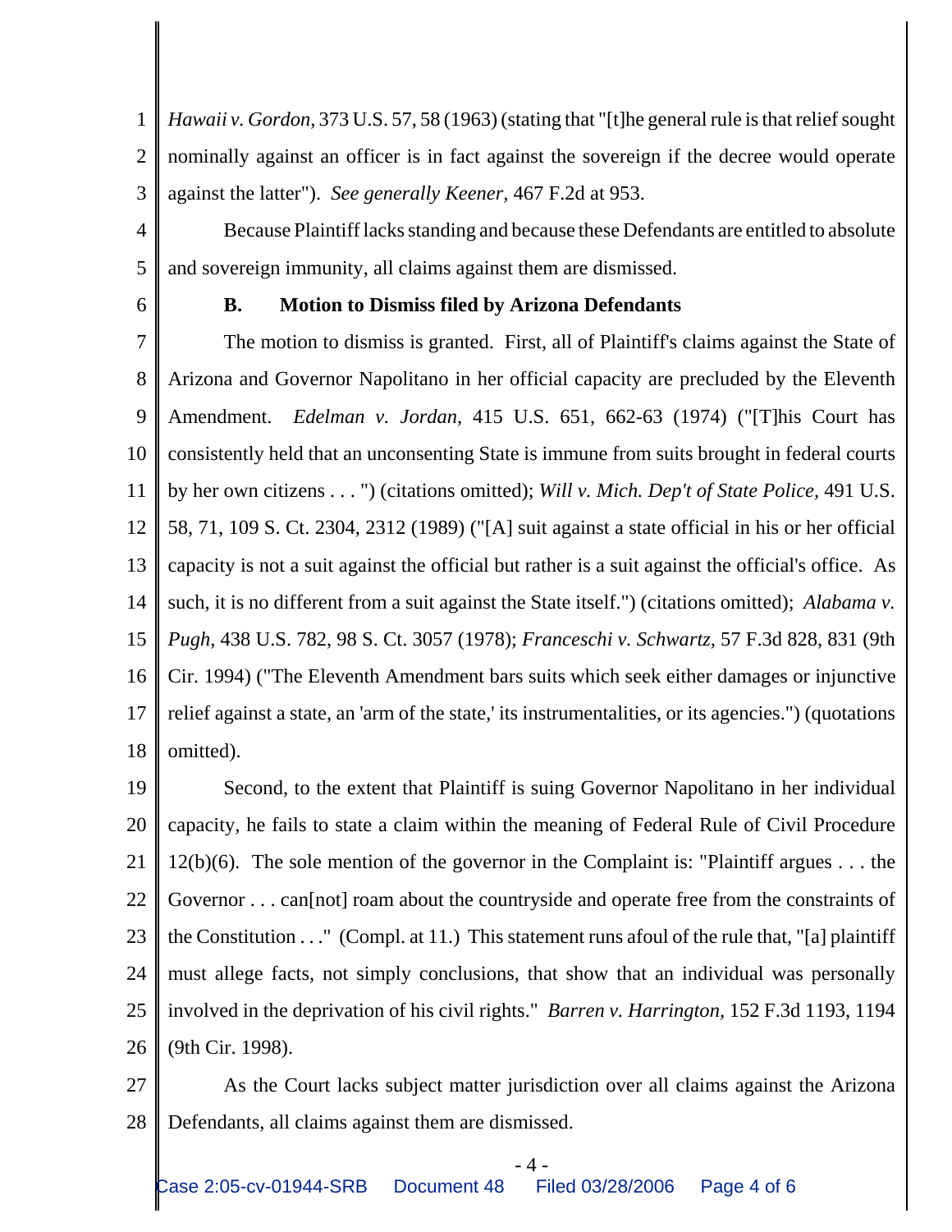*Hawaii v. Gordon*, 373 U.S. 57, 58 (1963) (stating that "[t]he general rule is that relief sought nominally against an officer is in fact against the sovereign if the decree would operate against the latter"). *See generally Keener*, 467 F.2d at 953.

Because Plaintiff lacks standing and because these Defendants are entitled to absolute and sovereign immunity, all claims against them are dismissed.

**B. Motion to Dismiss filed by Arizona Defendants**

The motion to dismiss is granted. First, all of Plaintiff's claims against the State of Arizona and Governor Napolitano in her official capacity are precluded by the Eleventh Amendment. *Edelman v. Jordan*, 415 U.S. 651, 662-63 (1974) ("[T]his Court has consistently held that an unconsenting State is immune from suits brought in federal courts by her own citizens . . . ") (citations omitted); *Will v. Mich. Dep't of State Police*, 491 U.S. 58, 71, 109 S. Ct. 2304, 2312 (1989) ("[A] suit against a state official in his or her official capacity is not a suit against the official but rather is a suit against the official's office. As such, it is no different from a suit against the State itself.") (citations omitted); *Alabama v. Pugh*, 438 U.S. 782, 98 S. Ct. 3057 (1978); *Franceschi v. Schwartz*, 57 F.3d 828, 831 (9th Cir. 1994) ("The Eleventh Amendment bars suits which seek either damages or injunctive relief against a state, an 'arm of the state,' its instrumentalities, or its agencies.") (quotations omitted).

Second, to the extent that Plaintiff is suing Governor Napolitano in her individual capacity, he fails to state a claim within the meaning of Federal Rule of Civil Procedure 12(b)(6). The sole mention of the governor in the Complaint is: "Plaintiff argues . . . the Governor . . . can[not] roam about the countryside and operate free from the constraints of the Constitution . . ." (Compl. at 11.) This statement runs afoul of the rule that, "[a] plaintiff must allege facts, not simply conclusions, that show that an individual was personally involved in the deprivation of his civil rights." *Barren v. Harrington*, 152 F.3d 1193, 1194 (9th Cir. 1998).

As the Court lacks subject matter jurisdiction over all claims against the Arizona Defendants, all claims against them are dismissed.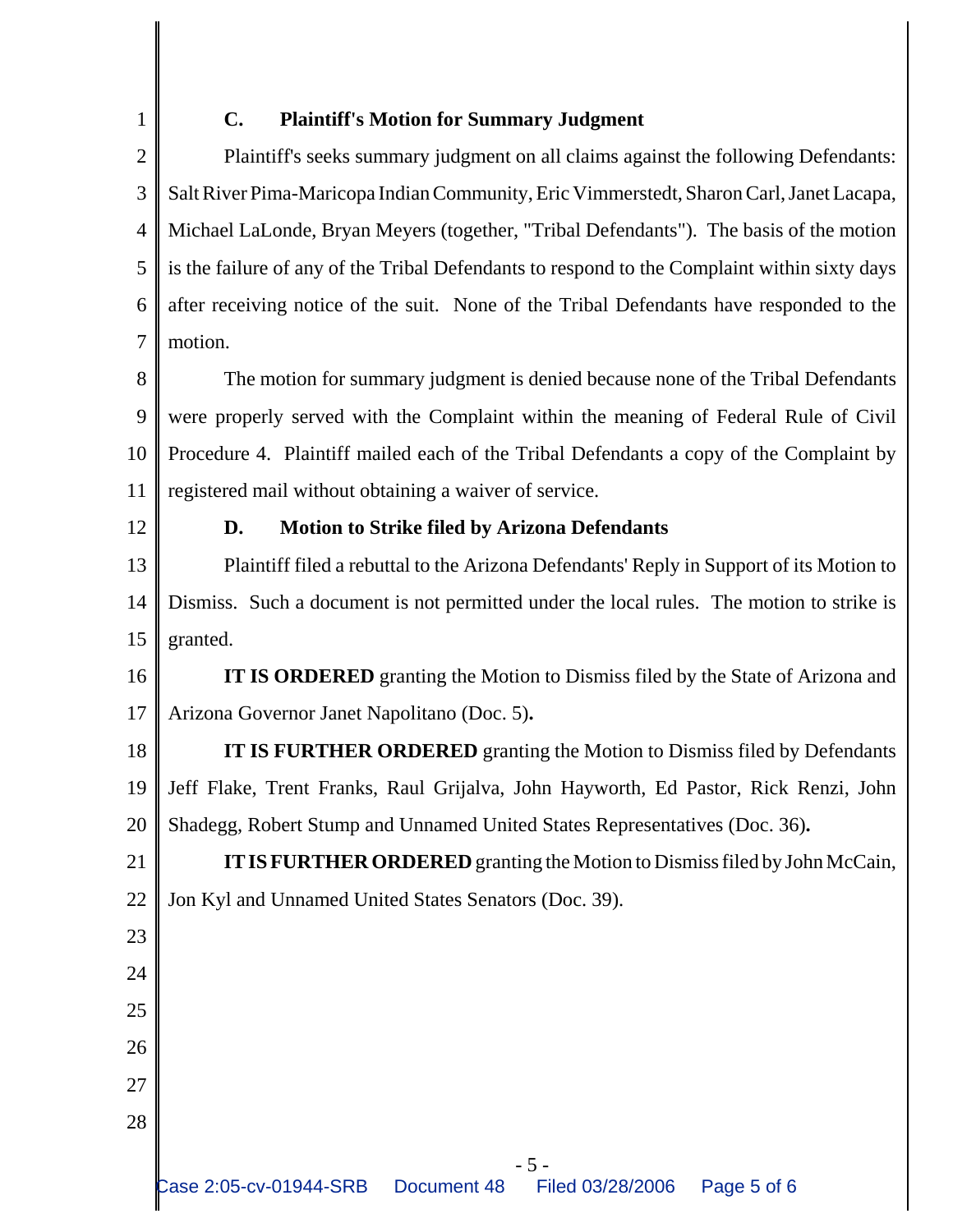### C. Plaintiff's Motion for Summary Judgment

Plaintiff's seeks summary judgment on all claims against the following Defendants: Salt River Pima-Maricopa Indian Community, Eric Vimmerstedt, Sharon Carl, Janet Lacapa, Michael LaLonde, Bryan Meyers (together, "Tribal Defendants"). The basis of the motion is the failure of any of the Tribal Defendants to respond to the Complaint within sixty days after receiving notice of the suit. None of the Tribal Defendants have responded to the motion.

The motion for summary judgment is denied because none of the Tribal Defendants were properly served with the Complaint within the meaning of Federal Rule of Civil Procedure 4. Plaintiff mailed each of the Tribal Defendants a copy of the Complaint by registered mail without obtaining a waiver of service.

### D. Motion to Strike filed by Arizona Defendants

Plaintiff filed a rebuttal to the Arizona Defendants' Reply in Support of its Motion to Dismiss. Such a document is not permitted under the local rules. The motion to strike is granted.

**IT IS ORDERED** granting the Motion to Dismiss filed by the State of Arizona and Arizona Governor Janet Napolitano (Doc. 5)**.**

**IT IS FURTHER ORDERED** granting the Motion to Dismiss filed by Defendants Jeff Flake, Trent Franks, Raul Grijalva, John Hayworth, Ed Pastor, Rick Renzi, John Shadegg, Robert Stump and Unnamed United States Representatives (Doc. 36)**.**

**IT IS FURTHER ORDERED** granting the Motion to Dismiss filed by John McCain, Jon Kyl and Unnamed United States Senators (Doc. 39).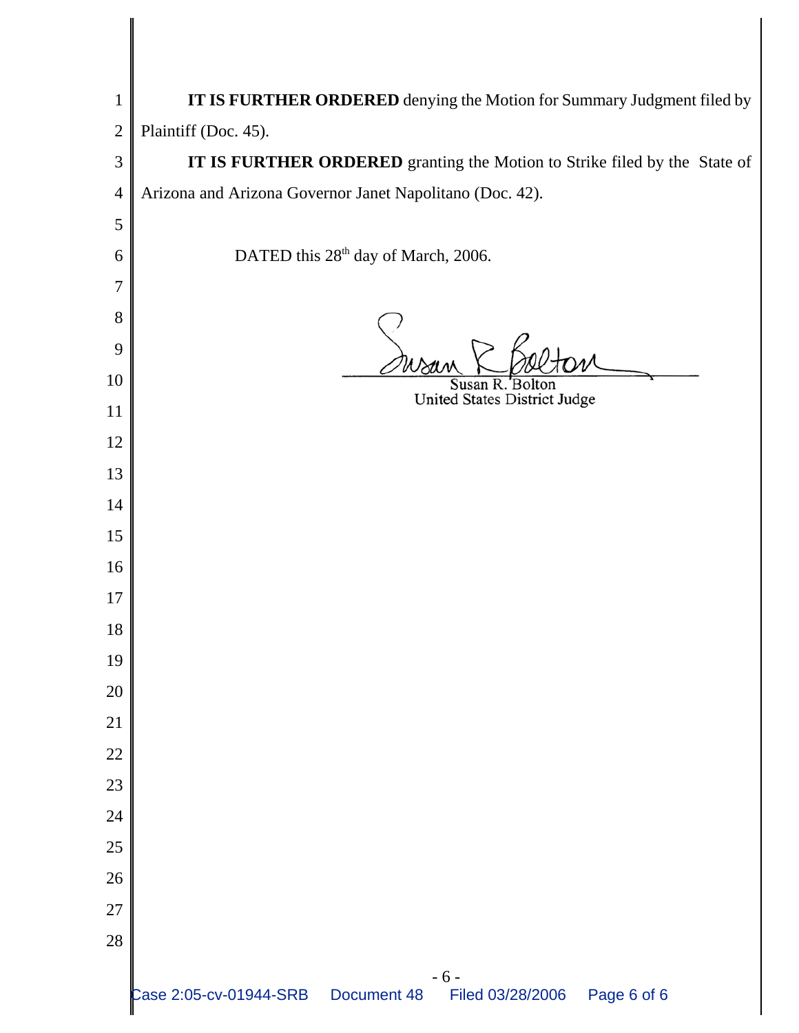**IT IS FURTHER ORDERED** denying the Motion for Summary Judgment filed by Plaintiff (Doc. 45).

**IT IS FURTHER ORDERED** granting the Motion to Strike filed by the State of Arizona and Arizona Governor Janet Napolitano (Doc. 42).

DATED this 28th day of March, 2006.

Susan R. Bolton
United States District Judge